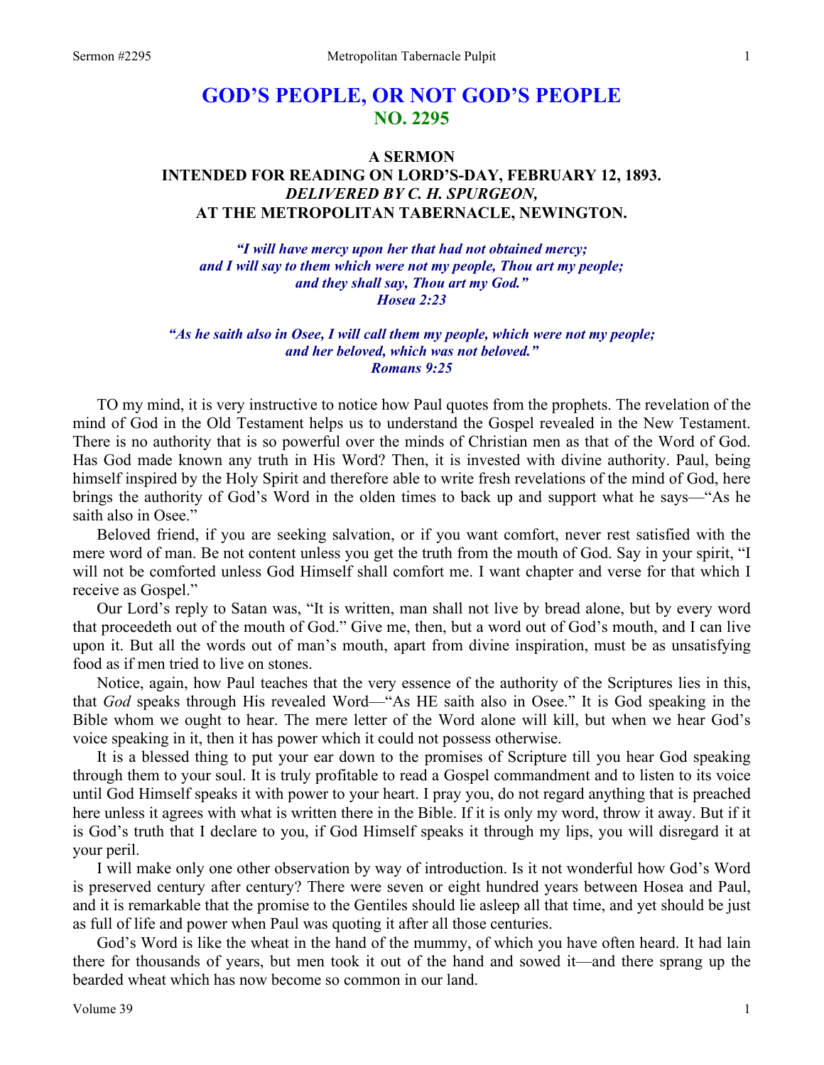# GOD'S PEOPLE, OR NOT GOD'S PEOPLE
## NO. 2295

### A SERMON
### INTENDED FOR READING ON LORD'S-DAY, FEBRUARY 12, 1893.
### *DELIVERED BY C. H. SPURGEON,*
### AT THE METROPOLITAN TABERNACLE, NEWINGTON.

*"I will have mercy upon her that had not obtained mercy;*
*and I will say to them which were not my people, Thou art my people;*
*and they shall say, Thou art my God."*
*Hosea 2:23*

*"As he saith also in Osee, I will call them my people, which were not my people;*
*and her beloved, which was not beloved."*
*Romans 9:25*

TO my mind, it is very instructive to notice how Paul quotes from the prophets. The revelation of the mind of God in the Old Testament helps us to understand the Gospel revealed in the New Testament. There is no authority that is so powerful over the minds of Christian men as that of the Word of God. Has God made known any truth in His Word? Then, it is invested with divine authority. Paul, being himself inspired by the Holy Spirit and therefore able to write fresh revelations of the mind of God, here brings the authority of God's Word in the olden times to back up and support what he says—"As he saith also in Osee."

Beloved friend, if you are seeking salvation, or if you want comfort, never rest satisfied with the mere word of man. Be not content unless you get the truth from the mouth of God. Say in your spirit, "I will not be comforted unless God Himself shall comfort me. I want chapter and verse for that which I receive as Gospel."

Our Lord's reply to Satan was, "It is written, man shall not live by bread alone, but by every word that proceedeth out of the mouth of God." Give me, then, but a word out of God's mouth, and I can live upon it. But all the words out of man's mouth, apart from divine inspiration, must be as unsatisfying food as if men tried to live on stones.

Notice, again, how Paul teaches that the very essence of the authority of the Scriptures lies in this, that *God* speaks through His revealed Word—"As HE saith also in Osee." It is God speaking in the Bible whom we ought to hear. The mere letter of the Word alone will kill, but when we hear God's voice speaking in it, then it has power which it could not possess otherwise.

It is a blessed thing to put your ear down to the promises of Scripture till you hear God speaking through them to your soul. It is truly profitable to read a Gospel commandment and to listen to its voice until God Himself speaks it with power to your heart. I pray you, do not regard anything that is preached here unless it agrees with what is written there in the Bible. If it is only my word, throw it away. But if it is God's truth that I declare to you, if God Himself speaks it through my lips, you will disregard it at your peril.

I will make only one other observation by way of introduction. Is it not wonderful how God's Word is preserved century after century? There were seven or eight hundred years between Hosea and Paul, and it is remarkable that the promise to the Gentiles should lie asleep all that time, and yet should be just as full of life and power when Paul was quoting it after all those centuries.

God's Word is like the wheat in the hand of the mummy, of which you have often heard. It had lain there for thousands of years, but men took it out of the hand and sowed it—and there sprang up the bearded wheat which has now become so common in our land.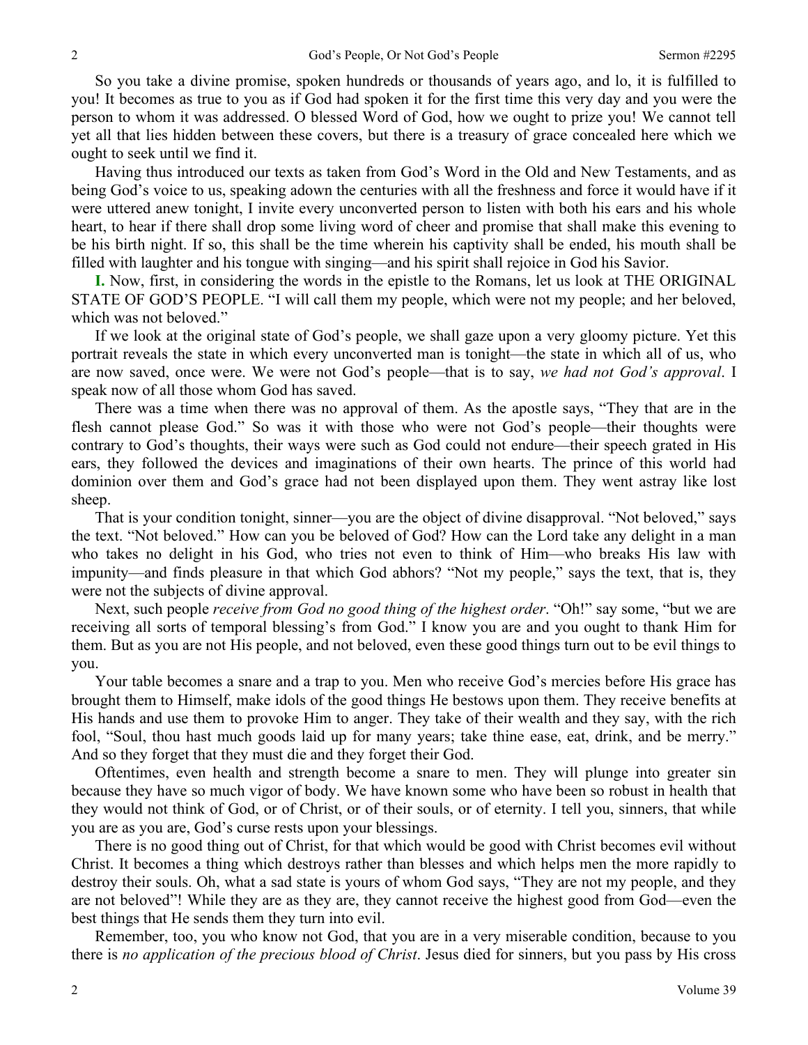So you take a divine promise, spoken hundreds or thousands of years ago, and lo, it is fulfilled to you! It becomes as true to you as if God had spoken it for the first time this very day and you were the person to whom it was addressed. O blessed Word of God, how we ought to prize you! We cannot tell yet all that lies hidden between these covers, but there is a treasury of grace concealed here which we ought to seek until we find it.

Having thus introduced our texts as taken from God's Word in the Old and New Testaments, and as being God's voice to us, speaking adown the centuries with all the freshness and force it would have if it were uttered anew tonight, I invite every unconverted person to listen with both his ears and his whole heart, to hear if there shall drop some living word of cheer and promise that shall make this evening to be his birth night. If so, this shall be the time wherein his captivity shall be ended, his mouth shall be filled with laughter and his tongue with singing—and his spirit shall rejoice in God his Savior.

**I.** Now, first, in considering the words in the epistle to the Romans, let us look at THE ORIGINAL STATE OF GOD'S PEOPLE. "I will call them my people, which were not my people; and her beloved, which was not beloved."

If we look at the original state of God's people, we shall gaze upon a very gloomy picture. Yet this portrait reveals the state in which every unconverted man is tonight—the state in which all of us, who are now saved, once were. We were not God's people—that is to say, *we had not God's approval*. I speak now of all those whom God has saved.

There was a time when there was no approval of them. As the apostle says, "They that are in the flesh cannot please God." So was it with those who were not God's people—their thoughts were contrary to God's thoughts, their ways were such as God could not endure—their speech grated in His ears, they followed the devices and imaginations of their own hearts. The prince of this world had dominion over them and God's grace had not been displayed upon them. They went astray like lost sheep.

That is your condition tonight, sinner—you are the object of divine disapproval. "Not beloved," says the text. "Not beloved." How can you be beloved of God? How can the Lord take any delight in a man who takes no delight in his God, who tries not even to think of Him—who breaks His law with impunity—and finds pleasure in that which God abhors? "Not my people," says the text, that is, they were not the subjects of divine approval.

Next, such people *receive from God no good thing of the highest order*. "Oh!" say some, "but we are receiving all sorts of temporal blessing's from God." I know you are and you ought to thank Him for them. But as you are not His people, and not beloved, even these good things turn out to be evil things to you.

Your table becomes a snare and a trap to you. Men who receive God's mercies before His grace has brought them to Himself, make idols of the good things He bestows upon them. They receive benefits at His hands and use them to provoke Him to anger. They take of their wealth and they say, with the rich fool, "Soul, thou hast much goods laid up for many years; take thine ease, eat, drink, and be merry." And so they forget that they must die and they forget their God.

Oftentimes, even health and strength become a snare to men. They will plunge into greater sin because they have so much vigor of body. We have known some who have been so robust in health that they would not think of God, or of Christ, or of their souls, or of eternity. I tell you, sinners, that while you are as you are, God's curse rests upon your blessings.

There is no good thing out of Christ, for that which would be good with Christ becomes evil without Christ. It becomes a thing which destroys rather than blesses and which helps men the more rapidly to destroy their souls. Oh, what a sad state is yours of whom God says, "They are not my people, and they are not beloved"! While they are as they are, they cannot receive the highest good from God—even the best things that He sends them they turn into evil.

Remember, too, you who know not God, that you are in a very miserable condition, because to you there is *no application of the precious blood of Christ*. Jesus died for sinners, but you pass by His cross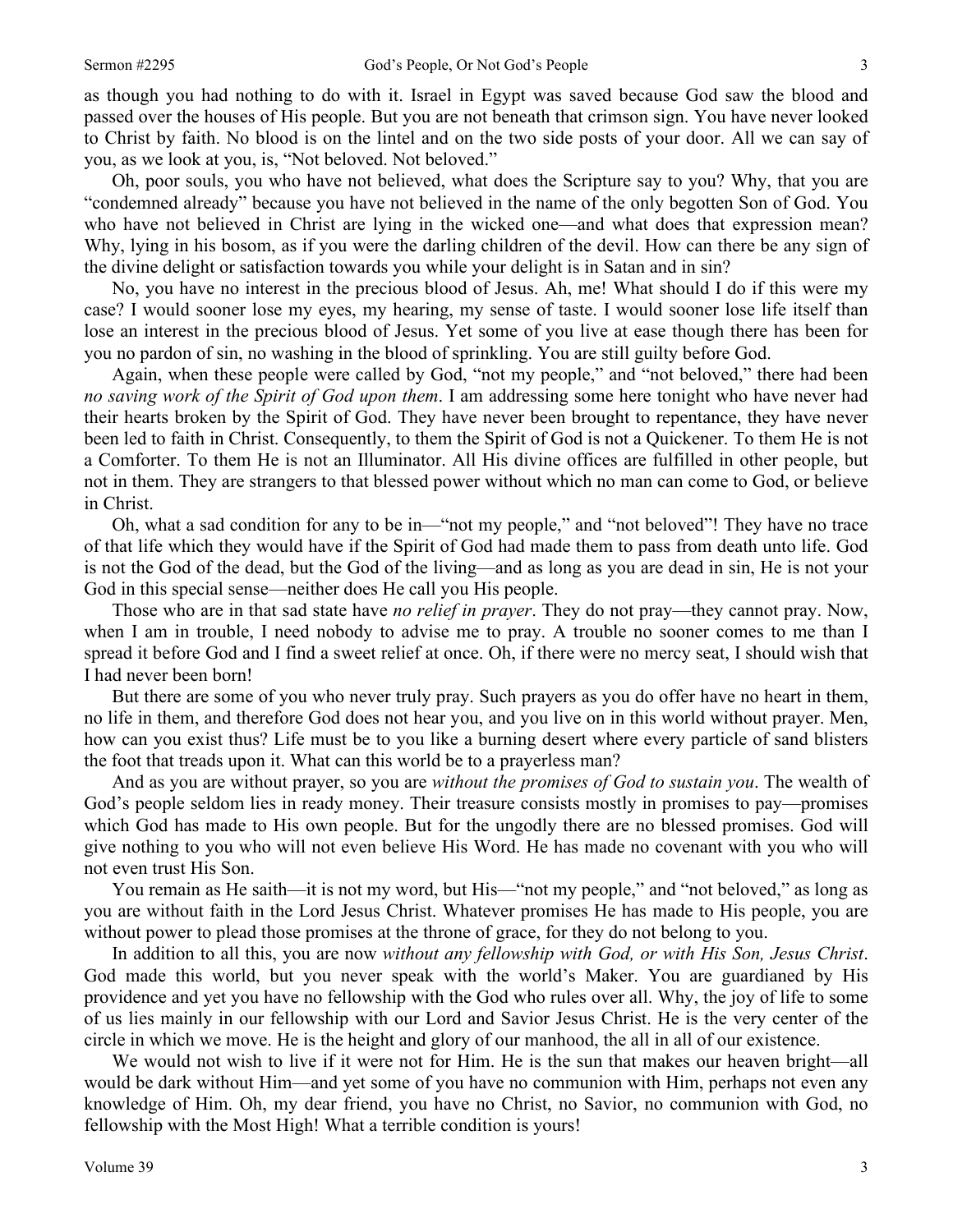as though you had nothing to do with it. Israel in Egypt was saved because God saw the blood and passed over the houses of His people. But you are not beneath that crimson sign. You have never looked to Christ by faith. No blood is on the lintel and on the two side posts of your door. All we can say of you, as we look at you, is, "Not beloved. Not beloved."

Oh, poor souls, you who have not believed, what does the Scripture say to you? Why, that you are "condemned already" because you have not believed in the name of the only begotten Son of God. You who have not believed in Christ are lying in the wicked one—and what does that expression mean? Why, lying in his bosom, as if you were the darling children of the devil. How can there be any sign of the divine delight or satisfaction towards you while your delight is in Satan and in sin?

No, you have no interest in the precious blood of Jesus. Ah, me! What should I do if this were my case? I would sooner lose my eyes, my hearing, my sense of taste. I would sooner lose life itself than lose an interest in the precious blood of Jesus. Yet some of you live at ease though there has been for you no pardon of sin, no washing in the blood of sprinkling. You are still guilty before God.

Again, when these people were called by God, "not my people," and "not beloved," there had been *no saving work of the Spirit of God upon them*. I am addressing some here tonight who have never had their hearts broken by the Spirit of God. They have never been brought to repentance, they have never been led to faith in Christ. Consequently, to them the Spirit of God is not a Quickener. To them He is not a Comforter. To them He is not an Illuminator. All His divine offices are fulfilled in other people, but not in them. They are strangers to that blessed power without which no man can come to God, or believe in Christ.

Oh, what a sad condition for any to be in—"not my people," and "not beloved"! They have no trace of that life which they would have if the Spirit of God had made them to pass from death unto life. God is not the God of the dead, but the God of the living—and as long as you are dead in sin, He is not your God in this special sense—neither does He call you His people.

Those who are in that sad state have *no relief in prayer*. They do not pray—they cannot pray. Now, when I am in trouble, I need nobody to advise me to pray. A trouble no sooner comes to me than I spread it before God and I find a sweet relief at once. Oh, if there were no mercy seat, I should wish that I had never been born!

But there are some of you who never truly pray. Such prayers as you do offer have no heart in them, no life in them, and therefore God does not hear you, and you live on in this world without prayer. Men, how can you exist thus? Life must be to you like a burning desert where every particle of sand blisters the foot that treads upon it. What can this world be to a prayerless man?

And as you are without prayer, so you are *without the promises of God to sustain you*. The wealth of God's people seldom lies in ready money. Their treasure consists mostly in promises to pay—promises which God has made to His own people. But for the ungodly there are no blessed promises. God will give nothing to you who will not even believe His Word. He has made no covenant with you who will not even trust His Son.

You remain as He saith—it is not my word, but His—"not my people," and "not beloved," as long as you are without faith in the Lord Jesus Christ. Whatever promises He has made to His people, you are without power to plead those promises at the throne of grace, for they do not belong to you.

In addition to all this, you are now *without any fellowship with God, or with His Son, Jesus Christ*. God made this world, but you never speak with the world's Maker. You are guardianed by His providence and yet you have no fellowship with the God who rules over all. Why, the joy of life to some of us lies mainly in our fellowship with our Lord and Savior Jesus Christ. He is the very center of the circle in which we move. He is the height and glory of our manhood, the all in all of our existence.

We would not wish to live if it were not for Him. He is the sun that makes our heaven bright—all would be dark without Him—and yet some of you have no communion with Him, perhaps not even any knowledge of Him. Oh, my dear friend, you have no Christ, no Savior, no communion with God, no fellowship with the Most High! What a terrible condition is yours!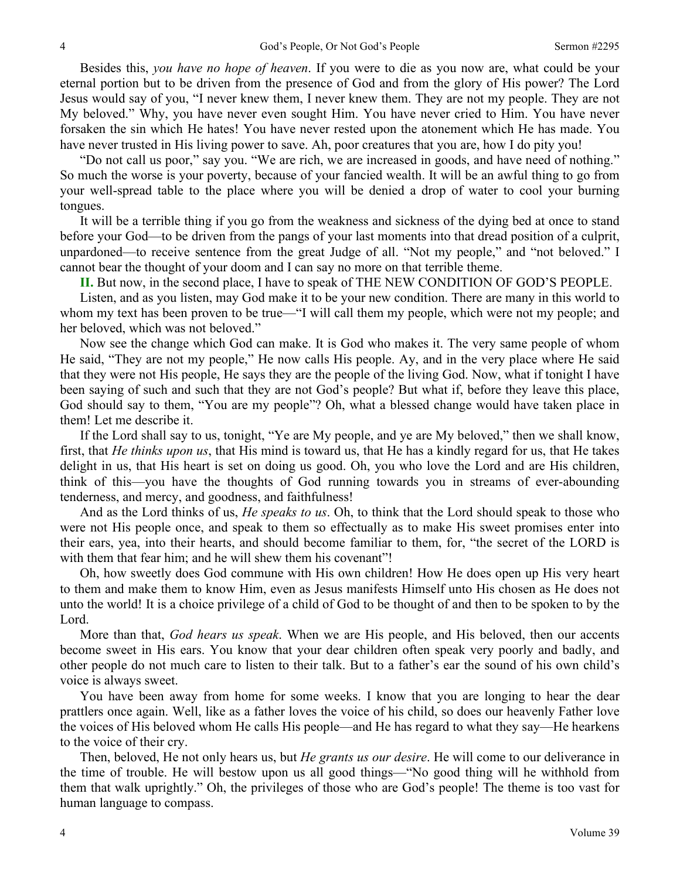Besides this, *you have no hope of heaven*. If you were to die as you now are, what could be your eternal portion but to be driven from the presence of God and from the glory of His power? The Lord Jesus would say of you, "I never knew them, I never knew them. They are not my people. They are not My beloved." Why, you have never even sought Him. You have never cried to Him. You have never forsaken the sin which He hates! You have never rested upon the atonement which He has made. You have never trusted in His living power to save. Ah, poor creatures that you are, how I do pity you!

"Do not call us poor," say you. "We are rich, we are increased in goods, and have need of nothing." So much the worse is your poverty, because of your fancied wealth. It will be an awful thing to go from your well-spread table to the place where you will be denied a drop of water to cool your burning tongues.

It will be a terrible thing if you go from the weakness and sickness of the dying bed at once to stand before your God—to be driven from the pangs of your last moments into that dread position of a culprit, unpardoned—to receive sentence from the great Judge of all. "Not my people," and "not beloved." I cannot bear the thought of your doom and I can say no more on that terrible theme.

**II.** But now, in the second place, I have to speak of THE NEW CONDITION OF GOD'S PEOPLE.

Listen, and as you listen, may God make it to be your new condition. There are many in this world to whom my text has been proven to be true—"I will call them my people, which were not my people; and her beloved, which was not beloved."

Now see the change which God can make. It is God who makes it. The very same people of whom He said, "They are not my people," He now calls His people. Ay, and in the very place where He said that they were not His people, He says they are the people of the living God. Now, what if tonight I have been saying of such and such that they are not God's people? But what if, before they leave this place, God should say to them, "You are my people"? Oh, what a blessed change would have taken place in them! Let me describe it.

If the Lord shall say to us, tonight, "Ye are My people, and ye are My beloved," then we shall know, first, that *He thinks upon us*, that His mind is toward us, that He has a kindly regard for us, that He takes delight in us, that His heart is set on doing us good. Oh, you who love the Lord and are His children, think of this—you have the thoughts of God running towards you in streams of ever-abounding tenderness, and mercy, and goodness, and faithfulness!

And as the Lord thinks of us, *He speaks to us*. Oh, to think that the Lord should speak to those who were not His people once, and speak to them so effectually as to make His sweet promises enter into their ears, yea, into their hearts, and should become familiar to them, for, "the secret of the LORD is with them that fear him; and he will shew them his covenant"!

Oh, how sweetly does God commune with His own children! How He does open up His very heart to them and make them to know Him, even as Jesus manifests Himself unto His chosen as He does not unto the world! It is a choice privilege of a child of God to be thought of and then to be spoken to by the Lord.

More than that, *God hears us speak*. When we are His people, and His beloved, then our accents become sweet in His ears. You know that your dear children often speak very poorly and badly, and other people do not much care to listen to their talk. But to a father's ear the sound of his own child's voice is always sweet.

You have been away from home for some weeks. I know that you are longing to hear the dear prattlers once again. Well, like as a father loves the voice of his child, so does our heavenly Father love the voices of His beloved whom He calls His people—and He has regard to what they say—He hearkens to the voice of their cry.

Then, beloved, He not only hears us, but *He grants us our desire*. He will come to our deliverance in the time of trouble. He will bestow upon us all good things—"No good thing will he withhold from them that walk uprightly." Oh, the privileges of those who are God's people! The theme is too vast for human language to compass.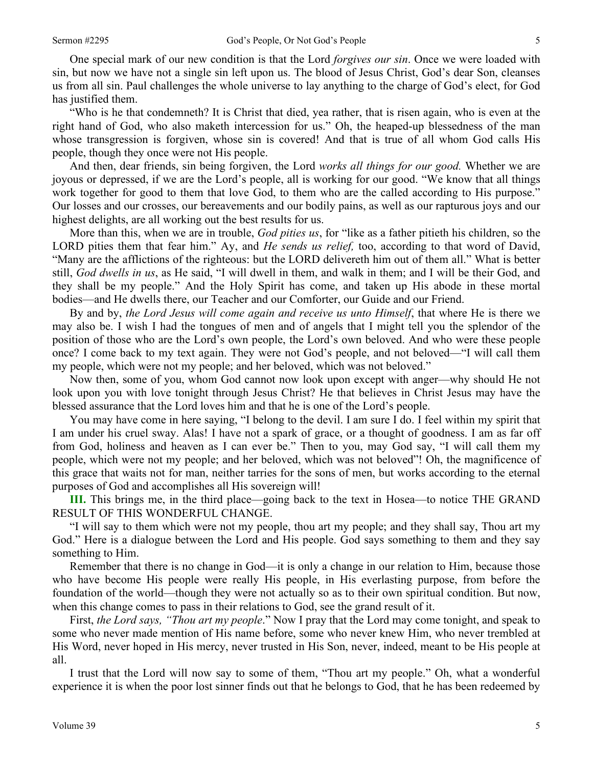One special mark of our new condition is that the Lord *forgives our sin*. Once we were loaded with sin, but now we have not a single sin left upon us. The blood of Jesus Christ, God's dear Son, cleanses us from all sin. Paul challenges the whole universe to lay anything to the charge of God's elect, for God has justified them.

"Who is he that condemneth? It is Christ that died, yea rather, that is risen again, who is even at the right hand of God, who also maketh intercession for us." Oh, the heaped-up blessedness of the man whose transgression is forgiven, whose sin is covered! And that is true of all whom God calls His people, though they once were not His people.

And then, dear friends, sin being forgiven, the Lord *works all things for our good.* Whether we are joyous or depressed, if we are the Lord's people, all is working for our good. "We know that all things work together for good to them that love God, to them who are the called according to His purpose." Our losses and our crosses, our bereavements and our bodily pains, as well as our rapturous joys and our highest delights, are all working out the best results for us.

More than this, when we are in trouble, *God pities us*, for "like as a father pitieth his children, so the LORD pities them that fear him." Ay, and *He sends us relief,* too, according to that word of David, "Many are the afflictions of the righteous: but the LORD delivereth him out of them all." What is better still, *God dwells in us*, as He said, "I will dwell in them, and walk in them; and I will be their God, and they shall be my people." And the Holy Spirit has come, and taken up His abode in these mortal bodies—and He dwells there, our Teacher and our Comforter, our Guide and our Friend.

By and by, *the Lord Jesus will come again and receive us unto Himself*, that where He is there we may also be. I wish I had the tongues of men and of angels that I might tell you the splendor of the position of those who are the Lord's own people, the Lord's own beloved. And who were these people once? I come back to my text again. They were not God's people, and not beloved—"I will call them my people, which were not my people; and her beloved, which was not beloved."

Now then, some of you, whom God cannot now look upon except with anger—why should He not look upon you with love tonight through Jesus Christ? He that believes in Christ Jesus may have the blessed assurance that the Lord loves him and that he is one of the Lord's people.

You may have come in here saying, "I belong to the devil. I am sure I do. I feel within my spirit that I am under his cruel sway. Alas! I have not a spark of grace, or a thought of goodness. I am as far off from God, holiness and heaven as I can ever be." Then to you, may God say, "I will call them my people, which were not my people; and her beloved, which was not beloved"! Oh, the magnificence of this grace that waits not for man, neither tarries for the sons of men, but works according to the eternal purposes of God and accomplishes all His sovereign will!

**III.** This brings me, in the third place—going back to the text in Hosea—to notice THE GRAND RESULT OF THIS WONDERFUL CHANGE.

"I will say to them which were not my people, thou art my people; and they shall say, Thou art my God." Here is a dialogue between the Lord and His people. God says something to them and they say something to Him.

Remember that there is no change in God—it is only a change in our relation to Him, because those who have become His people were really His people, in His everlasting purpose, from before the foundation of the world—though they were not actually so as to their own spiritual condition. But now, when this change comes to pass in their relations to God, see the grand result of it.

First, *the Lord says, "Thou art my people*." Now I pray that the Lord may come tonight, and speak to some who never made mention of His name before, some who never knew Him, who never trembled at His Word, never hoped in His mercy, never trusted in His Son, never, indeed, meant to be His people at all.

I trust that the Lord will now say to some of them, "Thou art my people." Oh, what a wonderful experience it is when the poor lost sinner finds out that he belongs to God, that he has been redeemed by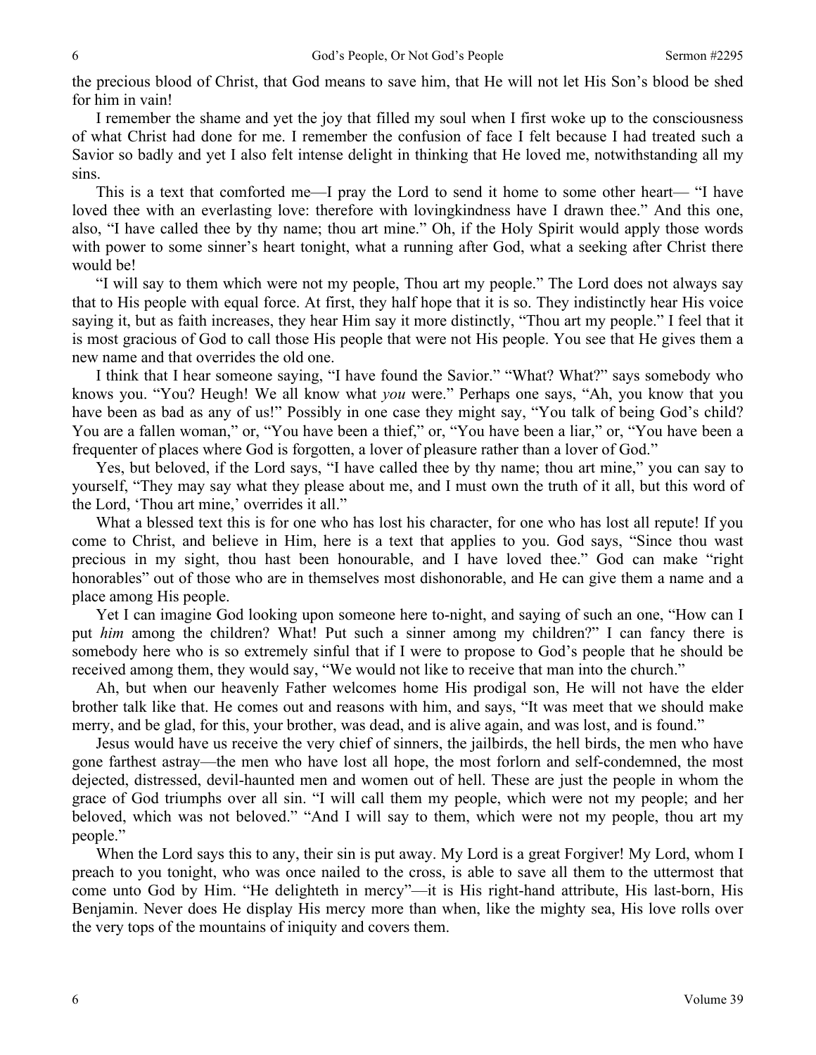the precious blood of Christ, that God means to save him, that He will not let His Son's blood be shed for him in vain!

I remember the shame and yet the joy that filled my soul when I first woke up to the consciousness of what Christ had done for me. I remember the confusion of face I felt because I had treated such a Savior so badly and yet I also felt intense delight in thinking that He loved me, notwithstanding all my sins.

This is a text that comforted me—I pray the Lord to send it home to some other heart— "I have loved thee with an everlasting love: therefore with lovingkindness have I drawn thee." And this one, also, "I have called thee by thy name; thou art mine." Oh, if the Holy Spirit would apply those words with power to some sinner's heart tonight, what a running after God, what a seeking after Christ there would be!

"I will say to them which were not my people, Thou art my people." The Lord does not always say that to His people with equal force. At first, they half hope that it is so. They indistinctly hear His voice saying it, but as faith increases, they hear Him say it more distinctly, "Thou art my people." I feel that it is most gracious of God to call those His people that were not His people. You see that He gives them a new name and that overrides the old one.

I think that I hear someone saying, "I have found the Savior." "What? What?" says somebody who knows you. "You? Heugh! We all know what *you* were." Perhaps one says, "Ah, you know that you have been as bad as any of us!" Possibly in one case they might say, "You talk of being God's child? You are a fallen woman," or, "You have been a thief," or, "You have been a liar," or, "You have been a frequenter of places where God is forgotten, a lover of pleasure rather than a lover of God."

Yes, but beloved, if the Lord says, "I have called thee by thy name; thou art mine," you can say to yourself, "They may say what they please about me, and I must own the truth of it all, but this word of the Lord, 'Thou art mine,' overrides it all."

What a blessed text this is for one who has lost his character, for one who has lost all repute! If you come to Christ, and believe in Him, here is a text that applies to you. God says, "Since thou wast precious in my sight, thou hast been honourable, and I have loved thee." God can make "right honorables" out of those who are in themselves most dishonorable, and He can give them a name and a place among His people.

Yet I can imagine God looking upon someone here to-night, and saying of such an one, "How can I put *him* among the children? What! Put such a sinner among my children?" I can fancy there is somebody here who is so extremely sinful that if I were to propose to God's people that he should be received among them, they would say, "We would not like to receive that man into the church."

Ah, but when our heavenly Father welcomes home His prodigal son, He will not have the elder brother talk like that. He comes out and reasons with him, and says, "It was meet that we should make merry, and be glad, for this, your brother, was dead, and is alive again, and was lost, and is found."

Jesus would have us receive the very chief of sinners, the jailbirds, the hell birds, the men who have gone farthest astray—the men who have lost all hope, the most forlorn and self-condemned, the most dejected, distressed, devil-haunted men and women out of hell. These are just the people in whom the grace of God triumphs over all sin. "I will call them my people, which were not my people; and her beloved, which was not beloved." "And I will say to them, which were not my people, thou art my people."

When the Lord says this to any, their sin is put away. My Lord is a great Forgiver! My Lord, whom I preach to you tonight, who was once nailed to the cross, is able to save all them to the uttermost that come unto God by Him. "He delighteth in mercy"—it is His right-hand attribute, His last-born, His Benjamin. Never does He display His mercy more than when, like the mighty sea, His love rolls over the very tops of the mountains of iniquity and covers them.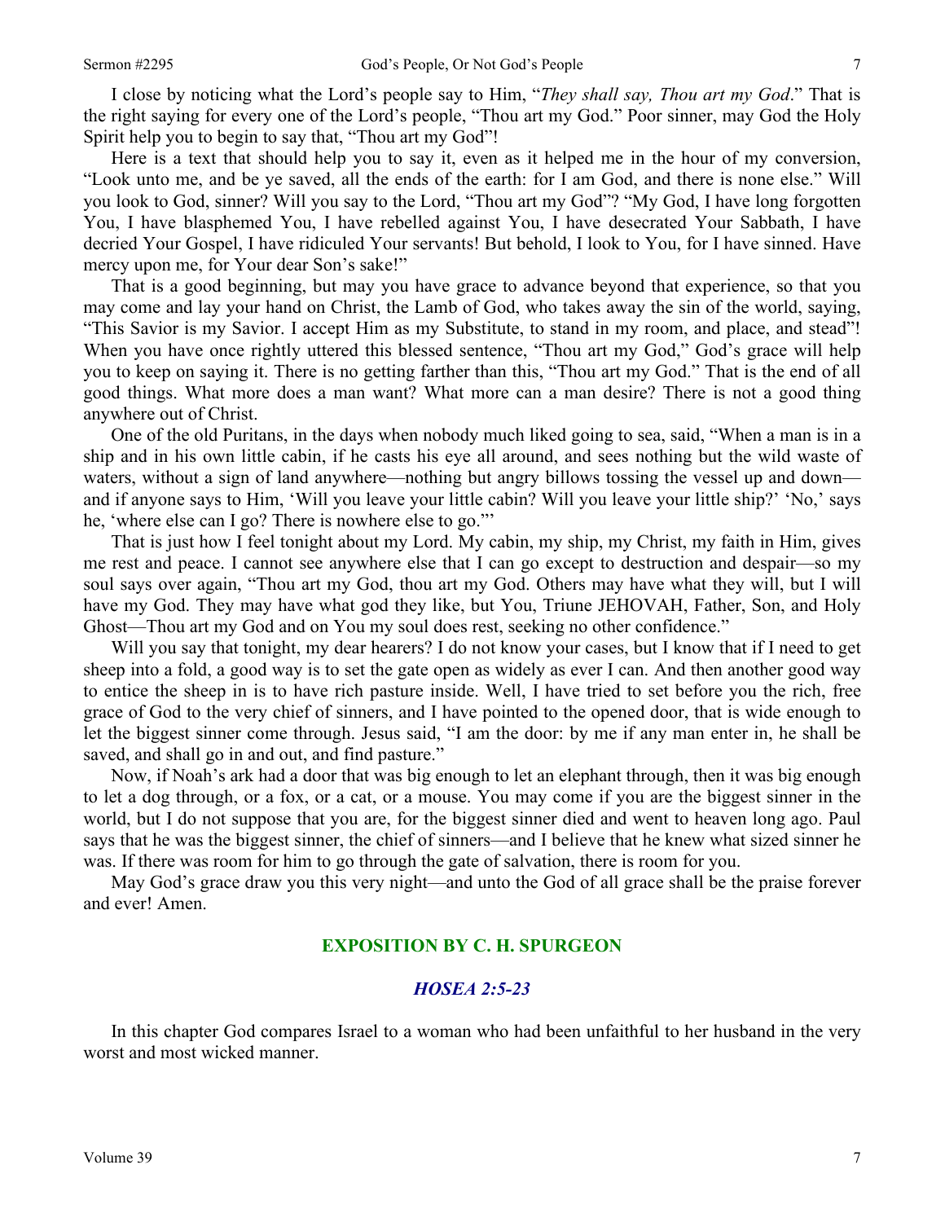I close by noticing what the Lord's people say to Him, "*They shall say, Thou art my God*." That is the right saying for every one of the Lord's people, "Thou art my God." Poor sinner, may God the Holy Spirit help you to begin to say that, "Thou art my God"!

Here is a text that should help you to say it, even as it helped me in the hour of my conversion, "Look unto me, and be ye saved, all the ends of the earth: for I am God, and there is none else." Will you look to God, sinner? Will you say to the Lord, "Thou art my God"? "My God, I have long forgotten You, I have blasphemed You, I have rebelled against You, I have desecrated Your Sabbath, I have decried Your Gospel, I have ridiculed Your servants! But behold, I look to You, for I have sinned. Have mercy upon me, for Your dear Son's sake!"

That is a good beginning, but may you have grace to advance beyond that experience, so that you may come and lay your hand on Christ, the Lamb of God, who takes away the sin of the world, saying, "This Savior is my Savior. I accept Him as my Substitute, to stand in my room, and place, and stead"! When you have once rightly uttered this blessed sentence, "Thou art my God," God's grace will help you to keep on saying it. There is no getting farther than this, "Thou art my God." That is the end of all good things. What more does a man want? What more can a man desire? There is not a good thing anywhere out of Christ.

One of the old Puritans, in the days when nobody much liked going to sea, said, "When a man is in a ship and in his own little cabin, if he casts his eye all around, and sees nothing but the wild waste of waters, without a sign of land anywhere—nothing but angry billows tossing the vessel up and down—and if anyone says to Him, 'Will you leave your little cabin? Will you leave your little ship?' 'No,' says he, 'where else can I go? There is nowhere else to go.'"

That is just how I feel tonight about my Lord. My cabin, my ship, my Christ, my faith in Him, gives me rest and peace. I cannot see anywhere else that I can go except to destruction and despair—so my soul says over again, "Thou art my God, thou art my God. Others may have what they will, but I will have my God. They may have what god they like, but You, Triune JEHOVAH, Father, Son, and Holy Ghost—Thou art my God and on You my soul does rest, seeking no other confidence."

Will you say that tonight, my dear hearers? I do not know your cases, but I know that if I need to get sheep into a fold, a good way is to set the gate open as widely as ever I can. And then another good way to entice the sheep in is to have rich pasture inside. Well, I have tried to set before you the rich, free grace of God to the very chief of sinners, and I have pointed to the opened door, that is wide enough to let the biggest sinner come through. Jesus said, "I am the door: by me if any man enter in, he shall be saved, and shall go in and out, and find pasture."

Now, if Noah's ark had a door that was big enough to let an elephant through, then it was big enough to let a dog through, or a fox, or a cat, or a mouse. You may come if you are the biggest sinner in the world, but I do not suppose that you are, for the biggest sinner died and went to heaven long ago. Paul says that he was the biggest sinner, the chief of sinners—and I believe that he knew what sized sinner he was. If there was room for him to go through the gate of salvation, there is room for you.

May God's grace draw you this very night—and unto the God of all grace shall be the praise forever and ever! Amen.

## EXPOSITION BY C. H. SPURGEON

### *HOSEA 2:5-23*

In this chapter God compares Israel to a woman who had been unfaithful to her husband in the very worst and most wicked manner.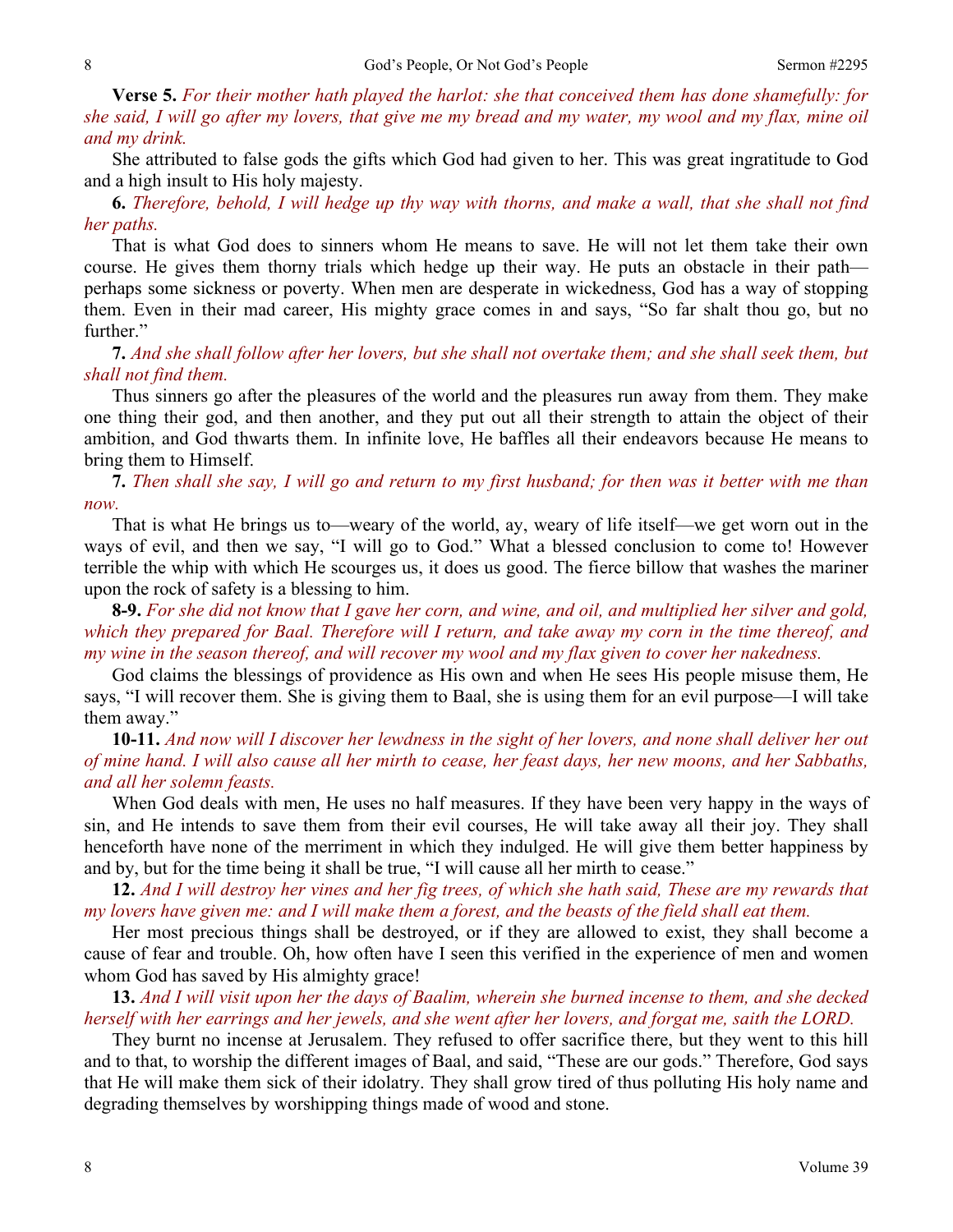**Verse 5.** *For their mother hath played the harlot: she that conceived them has done shamefully: for she said, I will go after my lovers, that give me my bread and my water, my wool and my flax, mine oil and my drink.*

She attributed to false gods the gifts which God had given to her. This was great ingratitude to God and a high insult to His holy majesty.

**6.** *Therefore, behold, I will hedge up thy way with thorns, and make a wall, that she shall not find her paths.*

That is what God does to sinners whom He means to save. He will not let them take their own course. He gives them thorny trials which hedge up their way. He puts an obstacle in their path—perhaps some sickness or poverty. When men are desperate in wickedness, God has a way of stopping them. Even in their mad career, His mighty grace comes in and says, "So far shalt thou go, but no further."

**7.** *And she shall follow after her lovers, but she shall not overtake them; and she shall seek them, but shall not find them.*

Thus sinners go after the pleasures of the world and the pleasures run away from them. They make one thing their god, and then another, and they put out all their strength to attain the object of their ambition, and God thwarts them. In infinite love, He baffles all their endeavors because He means to bring them to Himself.

**7.** *Then shall she say, I will go and return to my first husband; for then was it better with me than now.*

That is what He brings us to—weary of the world, ay, weary of life itself—we get worn out in the ways of evil, and then we say, "I will go to God." What a blessed conclusion to come to! However terrible the whip with which He scourges us, it does us good. The fierce billow that washes the mariner upon the rock of safety is a blessing to him.

**8-9.** *For she did not know that I gave her corn, and wine, and oil, and multiplied her silver and gold, which they prepared for Baal. Therefore will I return, and take away my corn in the time thereof, and my wine in the season thereof, and will recover my wool and my flax given to cover her nakedness.*

God claims the blessings of providence as His own and when He sees His people misuse them, He says, "I will recover them. She is giving them to Baal, she is using them for an evil purpose—I will take them away."

**10-11.** *And now will I discover her lewdness in the sight of her lovers, and none shall deliver her out of mine hand. I will also cause all her mirth to cease, her feast days, her new moons, and her Sabbaths, and all her solemn feasts.*

When God deals with men, He uses no half measures. If they have been very happy in the ways of sin, and He intends to save them from their evil courses, He will take away all their joy. They shall henceforth have none of the merriment in which they indulged. He will give them better happiness by and by, but for the time being it shall be true, "I will cause all her mirth to cease."

**12.** *And I will destroy her vines and her fig trees, of which she hath said, These are my rewards that my lovers have given me: and I will make them a forest, and the beasts of the field shall eat them.*

Her most precious things shall be destroyed, or if they are allowed to exist, they shall become a cause of fear and trouble. Oh, how often have I seen this verified in the experience of men and women whom God has saved by His almighty grace!

**13.** *And I will visit upon her the days of Baalim, wherein she burned incense to them, and she decked herself with her earrings and her jewels, and she went after her lovers, and forgat me, saith the LORD.*

They burnt no incense at Jerusalem. They refused to offer sacrifice there, but they went to this hill and to that, to worship the different images of Baal, and said, "These are our gods." Therefore, God says that He will make them sick of their idolatry. They shall grow tired of thus polluting His holy name and degrading themselves by worshipping things made of wood and stone.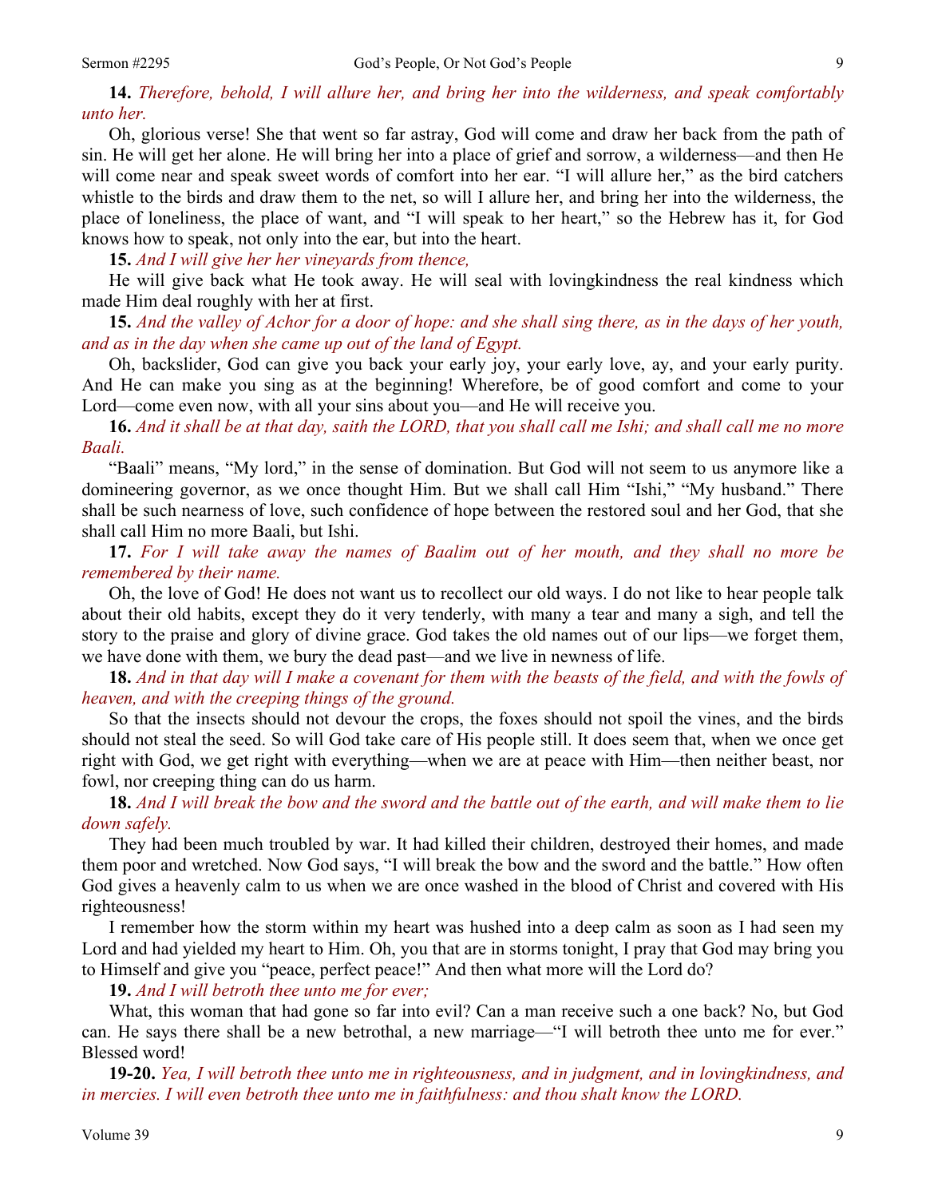**14.** *Therefore, behold, I will allure her, and bring her into the wilderness, and speak comfortably unto her.*

Oh, glorious verse! She that went so far astray, God will come and draw her back from the path of sin. He will get her alone. He will bring her into a place of grief and sorrow, a wilderness—and then He will come near and speak sweet words of comfort into her ear. "I will allure her," as the bird catchers whistle to the birds and draw them to the net, so will I allure her, and bring her into the wilderness, the place of loneliness, the place of want, and "I will speak to her heart," so the Hebrew has it, for God knows how to speak, not only into the ear, but into the heart.

**15.** *And I will give her her vineyards from thence,*

He will give back what He took away. He will seal with lovingkindness the real kindness which made Him deal roughly with her at first.

**15.** *And the valley of Achor for a door of hope: and she shall sing there, as in the days of her youth, and as in the day when she came up out of the land of Egypt.*

Oh, backslider, God can give you back your early joy, your early love, ay, and your early purity. And He can make you sing as at the beginning! Wherefore, be of good comfort and come to your Lord—come even now, with all your sins about you—and He will receive you.

**16.** *And it shall be at that day, saith the LORD, that you shall call me Ishi; and shall call me no more Baali.*

"Baali" means, "My lord," in the sense of domination. But God will not seem to us anymore like a domineering governor, as we once thought Him. But we shall call Him "Ishi," "My husband." There shall be such nearness of love, such confidence of hope between the restored soul and her God, that she shall call Him no more Baali, but Ishi.

**17.** *For I will take away the names of Baalim out of her mouth, and they shall no more be remembered by their name.*

Oh, the love of God! He does not want us to recollect our old ways. I do not like to hear people talk about their old habits, except they do it very tenderly, with many a tear and many a sigh, and tell the story to the praise and glory of divine grace. God takes the old names out of our lips—we forget them, we have done with them, we bury the dead past—and we live in newness of life.

**18.** *And in that day will I make a covenant for them with the beasts of the field, and with the fowls of heaven, and with the creeping things of the ground.*

So that the insects should not devour the crops, the foxes should not spoil the vines, and the birds should not steal the seed. So will God take care of His people still. It does seem that, when we once get right with God, we get right with everything—when we are at peace with Him—then neither beast, nor fowl, nor creeping thing can do us harm.

**18.** *And I will break the bow and the sword and the battle out of the earth, and will make them to lie down safely.*

They had been much troubled by war. It had killed their children, destroyed their homes, and made them poor and wretched. Now God says, "I will break the bow and the sword and the battle." How often God gives a heavenly calm to us when we are once washed in the blood of Christ and covered with His righteousness!

I remember how the storm within my heart was hushed into a deep calm as soon as I had seen my Lord and had yielded my heart to Him. Oh, you that are in storms tonight, I pray that God may bring you to Himself and give you "peace, perfect peace!" And then what more will the Lord do?

**19.** *And I will betroth thee unto me for ever;*

What, this woman that had gone so far into evil? Can a man receive such a one back? No, but God can. He says there shall be a new betrothal, a new marriage—"I will betroth thee unto me for ever." Blessed word!

**19-20.** *Yea, I will betroth thee unto me in righteousness, and in judgment, and in lovingkindness, and in mercies. I will even betroth thee unto me in faithfulness: and thou shalt know the LORD.*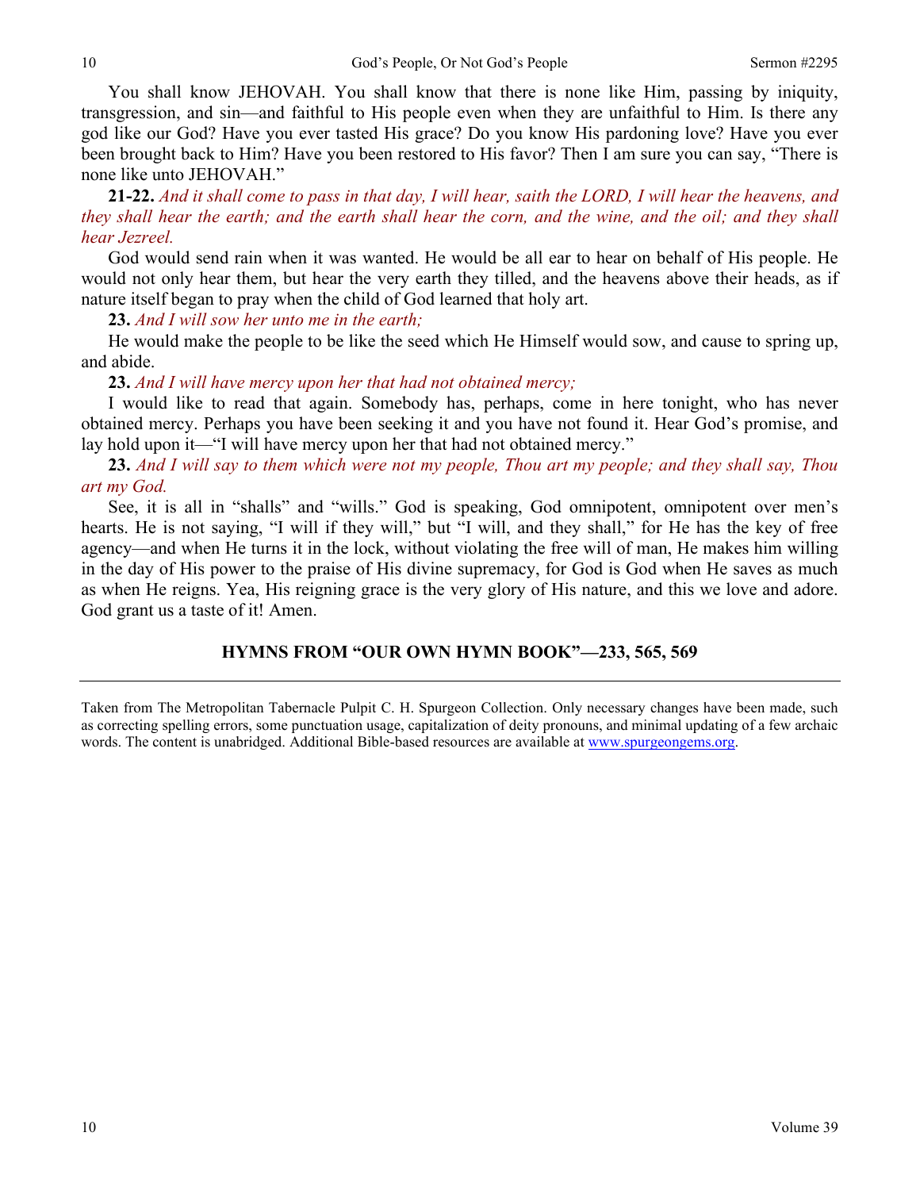You shall know JEHOVAH. You shall know that there is none like Him, passing by iniquity, transgression, and sin—and faithful to His people even when they are unfaithful to Him. Is there any god like our God? Have you ever tasted His grace? Do you know His pardoning love? Have you ever been brought back to Him? Have you been restored to His favor? Then I am sure you can say, "There is none like unto JEHOVAH."

**21-22.** *And it shall come to pass in that day, I will hear, saith the LORD, I will hear the heavens, and they shall hear the earth; and the earth shall hear the corn, and the wine, and the oil; and they shall hear Jezreel.*

God would send rain when it was wanted. He would be all ear to hear on behalf of His people. He would not only hear them, but hear the very earth they tilled, and the heavens above their heads, as if nature itself began to pray when the child of God learned that holy art.

**23.** *And I will sow her unto me in the earth;*

He would make the people to be like the seed which He Himself would sow, and cause to spring up, and abide.

**23.** *And I will have mercy upon her that had not obtained mercy;*

I would like to read that again. Somebody has, perhaps, come in here tonight, who has never obtained mercy. Perhaps you have been seeking it and you have not found it. Hear God's promise, and lay hold upon it—"I will have mercy upon her that had not obtained mercy."

**23.** *And I will say to them which were not my people, Thou art my people; and they shall say, Thou art my God.*

See, it is all in "shalls" and "wills." God is speaking, God omnipotent, omnipotent over men's hearts. He is not saying, "I will if they will," but "I will, and they shall," for He has the key of free agency—and when He turns it in the lock, without violating the free will of man, He makes him willing in the day of His power to the praise of His divine supremacy, for God is God when He saves as much as when He reigns. Yea, His reigning grace is the very glory of His nature, and this we love and adore. God grant us a taste of it! Amen.

## HYMNS FROM "OUR OWN HYMN BOOK"—233, 565, 569

---

Taken from The Metropolitan Tabernacle Pulpit C. H. Spurgeon Collection. Only necessary changes have been made, such as correcting spelling errors, some punctuation usage, capitalization of deity pronouns, and minimal updating of a few archaic words. The content is unabridged. Additional Bible-based resources are available at www.spurgeongems.org.